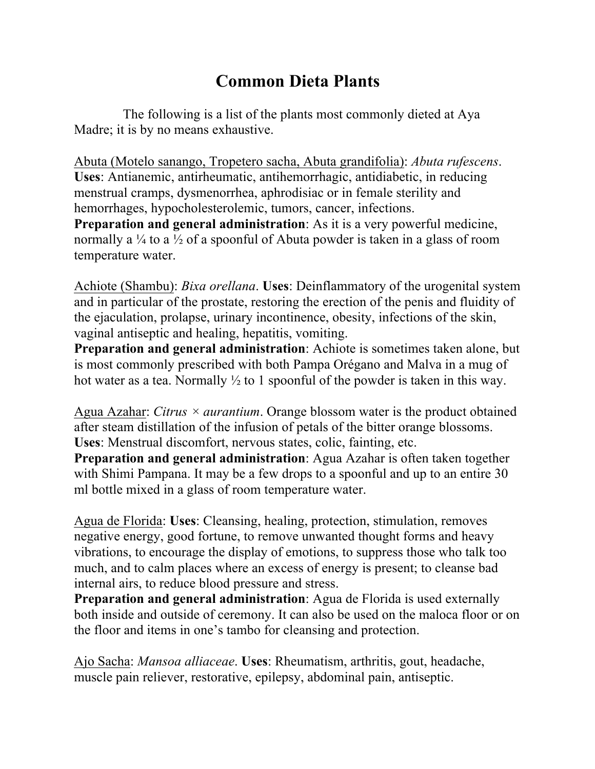# Common Dieta Plants

The following is a list of the plants most commonly dieted at Aya Madre; it is by no means exhaustive.

<u>Abuta (Motelo sanango, Tropetero sacha, Abuta grandifolia)</u>: *Abuta rufescens*. **Uses**: Antianemic, antirheumatic, antihemorrhagic, antidiabetic, in reducing menstrual cramps, dysmenorrhea, aphrodisiac or in female sterility and hemorrhages, hypocholesterolemic, tumors, cancer, infections.
**Preparation and general administration**: As it is a very powerful medicine, normally a ¼ to a ½ of a spoonful of Abuta powder is taken in a glass of room temperature water.

<u>Achiote (Shambu)</u>: *Bixa orellana*. **Uses**: Deinflammatory of the urogenital system and in particular of the prostate, restoring the erection of the penis and fluidity of the ejaculation, prolapse, urinary incontinence, obesity, infections of the skin, vaginal antiseptic and healing, hepatitis, vomiting.
**Preparation and general administration**: Achiote is sometimes taken alone, but is most commonly prescribed with both Pampa Orégano and Malva in a mug of hot water as a tea. Normally ½ to 1 spoonful of the powder is taken in this way.

<u>Agua Azahar</u>: *Citrus × aurantium*. Orange blossom water is the product obtained after steam distillation of the infusion of petals of the bitter orange blossoms. **Uses**: Menstrual discomfort, nervous states, colic, fainting, etc.
**Preparation and general administration**: Agua Azahar is often taken together with Shimi Pampana. It may be a few drops to a spoonful and up to an entire 30 ml bottle mixed in a glass of room temperature water.

<u>Agua de Florida</u>: **Uses**: Cleansing, healing, protection, stimulation, removes negative energy, good fortune, to remove unwanted thought forms and heavy vibrations, to encourage the display of emotions, to suppress those who talk too much, and to calm places where an excess of energy is present; to cleanse bad internal airs, to reduce blood pressure and stress.
**Preparation and general administration**: Agua de Florida is used externally both inside and outside of ceremony. It can also be used on the maloca floor or on the floor and items in one's tambo for cleansing and protection.

<u>Ajo Sacha</u>: *Mansoa alliaceae*. **Uses**: Rheumatism, arthritis, gout, headache, muscle pain reliever, restorative, epilepsy, abdominal pain, antiseptic.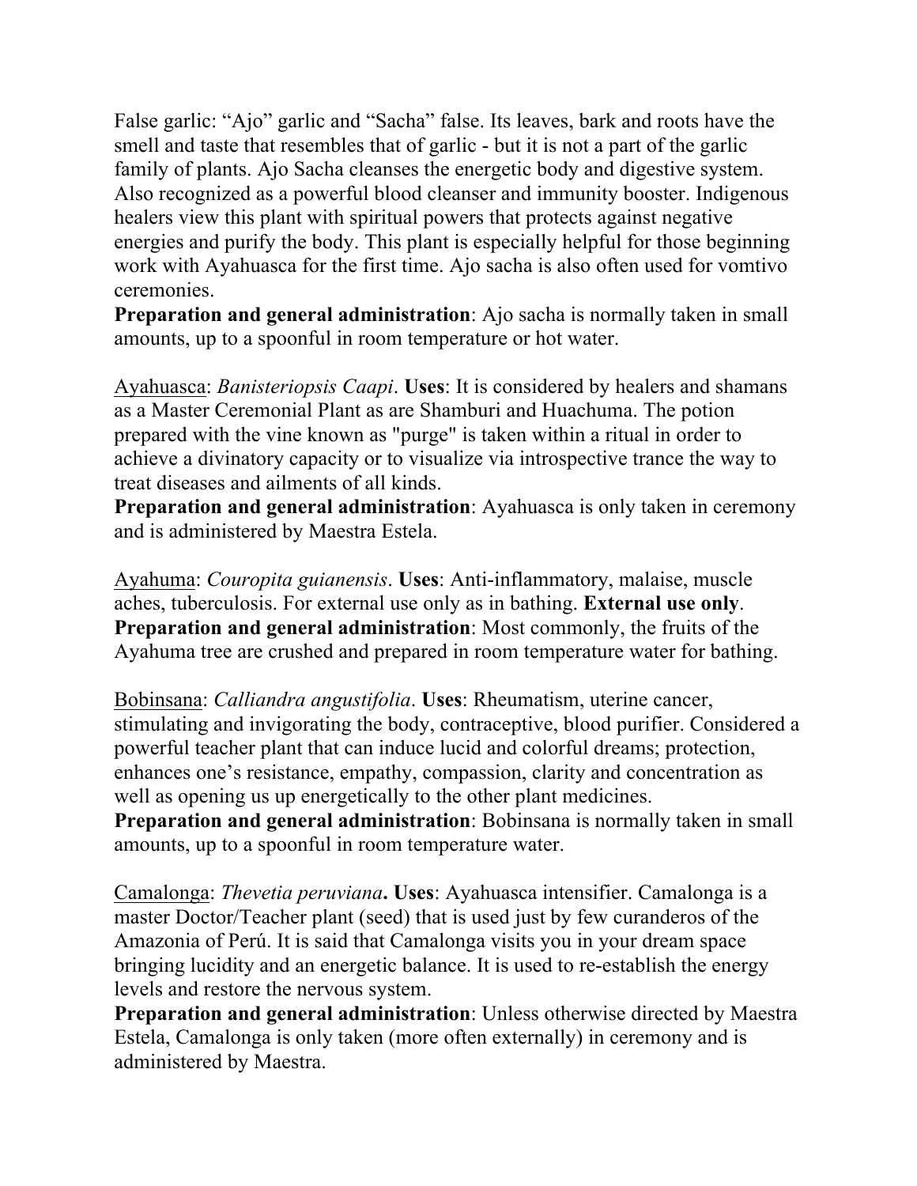False garlic: "Ajo" garlic and "Sacha" false. Its leaves, bark and roots have the smell and taste that resembles that of garlic - but it is not a part of the garlic family of plants. Ajo Sacha cleanses the energetic body and digestive system. Also recognized as a powerful blood cleanser and immunity booster. Indigenous healers view this plant with spiritual powers that protects against negative energies and purify the body. This plant is especially helpful for those beginning work with Ayahuasca for the first time. Ajo sacha is also often used for vomtivo ceremonies.

**Preparation and general administration**: Ajo sacha is normally taken in small amounts, up to a spoonful in room temperature or hot water.

Ayahuasca: *Banisteriopsis Caapi*. **Uses**: It is considered by healers and shamans as a Master Ceremonial Plant as are Shamburi and Huachuma. The potion prepared with the vine known as "purge" is taken within a ritual in order to achieve a divinatory capacity or to visualize via introspective trance the way to treat diseases and ailments of all kinds.

**Preparation and general administration**: Ayahuasca is only taken in ceremony and is administered by Maestra Estela.

Ayahuma: *Couropita guianensis*. **Uses**: Anti-inflammatory, malaise, muscle aches, tuberculosis. For external use only as in bathing. **External use only**.

**Preparation and general administration**: Most commonly, the fruits of the Ayahuma tree are crushed and prepared in room temperature water for bathing.

Bobinsana: *Calliandra angustifolia*. **Uses**: Rheumatism, uterine cancer, stimulating and invigorating the body, contraceptive, blood purifier. Considered a powerful teacher plant that can induce lucid and colorful dreams; protection, enhances one's resistance, empathy, compassion, clarity and concentration as well as opening us up energetically to the other plant medicines.

**Preparation and general administration**: Bobinsana is normally taken in small amounts, up to a spoonful in room temperature water.

Camalonga: *Thevetia peruviana*. **Uses**: Ayahuasca intensifier. Camalonga is a master Doctor/Teacher plant (seed) that is used just by few curanderos of the Amazonia of Perú. It is said that Camalonga visits you in your dream space bringing lucidity and an energetic balance. It is used to re-establish the energy levels and restore the nervous system.

**Preparation and general administration**: Unless otherwise directed by Maestra Estela, Camalonga is only taken (more often externally) in ceremony and is administered by Maestra.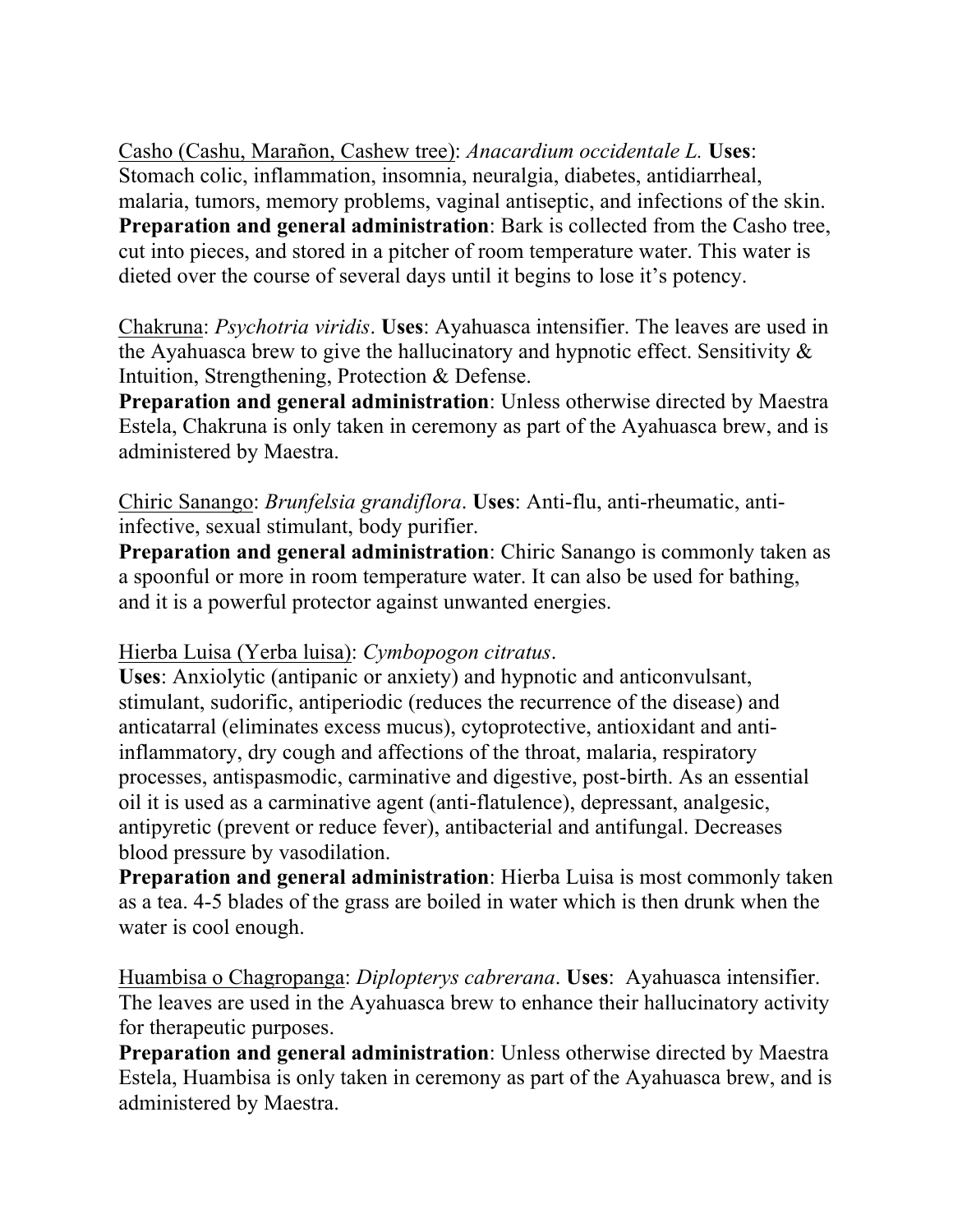<u>Casho (Cashu, Marañon, Cashew tree)</u>: *Anacardium occidentale L.* **Uses**: Stomach colic, inflammation, insomnia, neuralgia, diabetes, antidiarrheal, malaria, tumors, memory problems, vaginal antiseptic, and infections of the skin. **Preparation and general administration**: Bark is collected from the Casho tree, cut into pieces, and stored in a pitcher of room temperature water. This water is dieted over the course of several days until it begins to lose it's potency.

<u>Chakruna</u>: *Psychotria viridis*. **Uses**: Ayahuasca intensifier. The leaves are used in the Ayahuasca brew to give the hallucinatory and hypnotic effect. Sensitivity & Intuition, Strengthening, Protection & Defense.
**Preparation and general administration**: Unless otherwise directed by Maestra Estela, Chakruna is only taken in ceremony as part of the Ayahuasca brew, and is administered by Maestra.

<u>Chiric Sanango</u>: *Brunfelsia grandiflora*. **Uses**: Anti-flu, anti-rheumatic, anti-infective, sexual stimulant, body purifier.
**Preparation and general administration**: Chiric Sanango is commonly taken as a spoonful or more in room temperature water. It can also be used for bathing, and it is a powerful protector against unwanted energies.

<u>Hierba Luisa (Yerba luisa)</u>: *Cymbopogon citratus*.
**Uses**: Anxiolytic (antipanic or anxiety) and hypnotic and anticonvulsant, stimulant, sudorific, antiperiodic (reduces the recurrence of the disease) and anticatarral (eliminates excess mucus), cytoprotective, antioxidant and anti-inflammatory, dry cough and affections of the throat, malaria, respiratory processes, antispasmodic, carminative and digestive, post-birth. As an essential oil it is used as a carminative agent (anti-flatulence), depressant, analgesic, antipyretic (prevent or reduce fever), antibacterial and antifungal. Decreases blood pressure by vasodilation.
**Preparation and general administration**: Hierba Luisa is most commonly taken as a tea. 4-5 blades of the grass are boiled in water which is then drunk when the water is cool enough.

<u>Huambisa o Chagropanga</u>: *Diplopterys cabrerana*. **Uses**: Ayahuasca intensifier. The leaves are used in the Ayahuasca brew to enhance their hallucinatory activity for therapeutic purposes.
**Preparation and general administration**: Unless otherwise directed by Maestra Estela, Huambisa is only taken in ceremony as part of the Ayahuasca brew, and is administered by Maestra.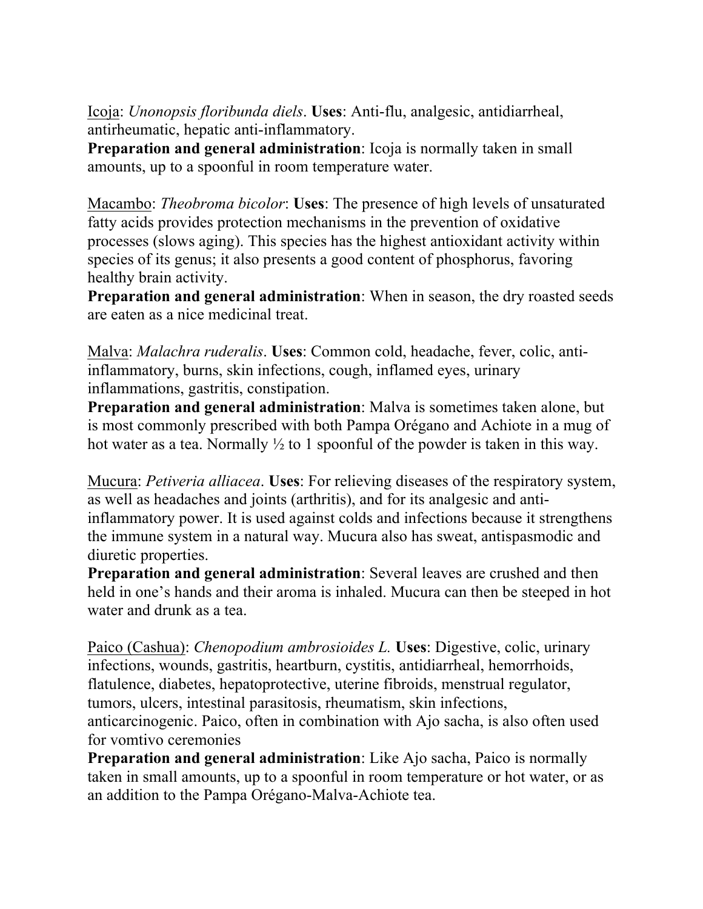<u>Icoja</u>: *Unonopsis floribunda diels*. **Uses**: Anti-flu, analgesic, antidiarrheal, antirheumatic, hepatic anti-inflammatory.
**Preparation and general administration**: Icoja is normally taken in small amounts, up to a spoonful in room temperature water.

<u>Macambo</u>: *Theobroma bicolor*: **Uses**: The presence of high levels of unsaturated fatty acids provides protection mechanisms in the prevention of oxidative processes (slows aging). This species has the highest antioxidant activity within species of its genus; it also presents a good content of phosphorus, favoring healthy brain activity.
**Preparation and general administration**: When in season, the dry roasted seeds are eaten as a nice medicinal treat.

<u>Malva</u>: *Malachra ruderalis*. **Uses**: Common cold, headache, fever, colic, anti-inflammatory, burns, skin infections, cough, inflamed eyes, urinary inflammations, gastritis, constipation.
**Preparation and general administration**: Malva is sometimes taken alone, but is most commonly prescribed with both Pampa Orégano and Achiote in a mug of hot water as a tea. Normally ½ to 1 spoonful of the powder is taken in this way.

<u>Mucura</u>: *Petiveria alliacea*. **Uses**: For relieving diseases of the respiratory system, as well as headaches and joints (arthritis), and for its analgesic and anti-inflammatory power. It is used against colds and infections because it strengthens the immune system in a natural way. Mucura also has sweat, antispasmodic and diuretic properties.
**Preparation and general administration**: Several leaves are crushed and then held in one's hands and their aroma is inhaled. Mucura can then be steeped in hot water and drunk as a tea.

<u>Paico (Cashua)</u>: *Chenopodium ambrosioides L.* **Uses**: Digestive, colic, urinary infections, wounds, gastritis, heartburn, cystitis, antidiarrheal, hemorrhoids, flatulence, diabetes, hepatoprotective, uterine fibroids, menstrual regulator, tumors, ulcers, intestinal parasitosis, rheumatism, skin infections, anticarcinogenic. Paico, often in combination with Ajo sacha, is also often used for vomtivo ceremonies
**Preparation and general administration**: Like Ajo sacha, Paico is normally taken in small amounts, up to a spoonful in room temperature or hot water, or as an addition to the Pampa Orégano-Malva-Achiote tea.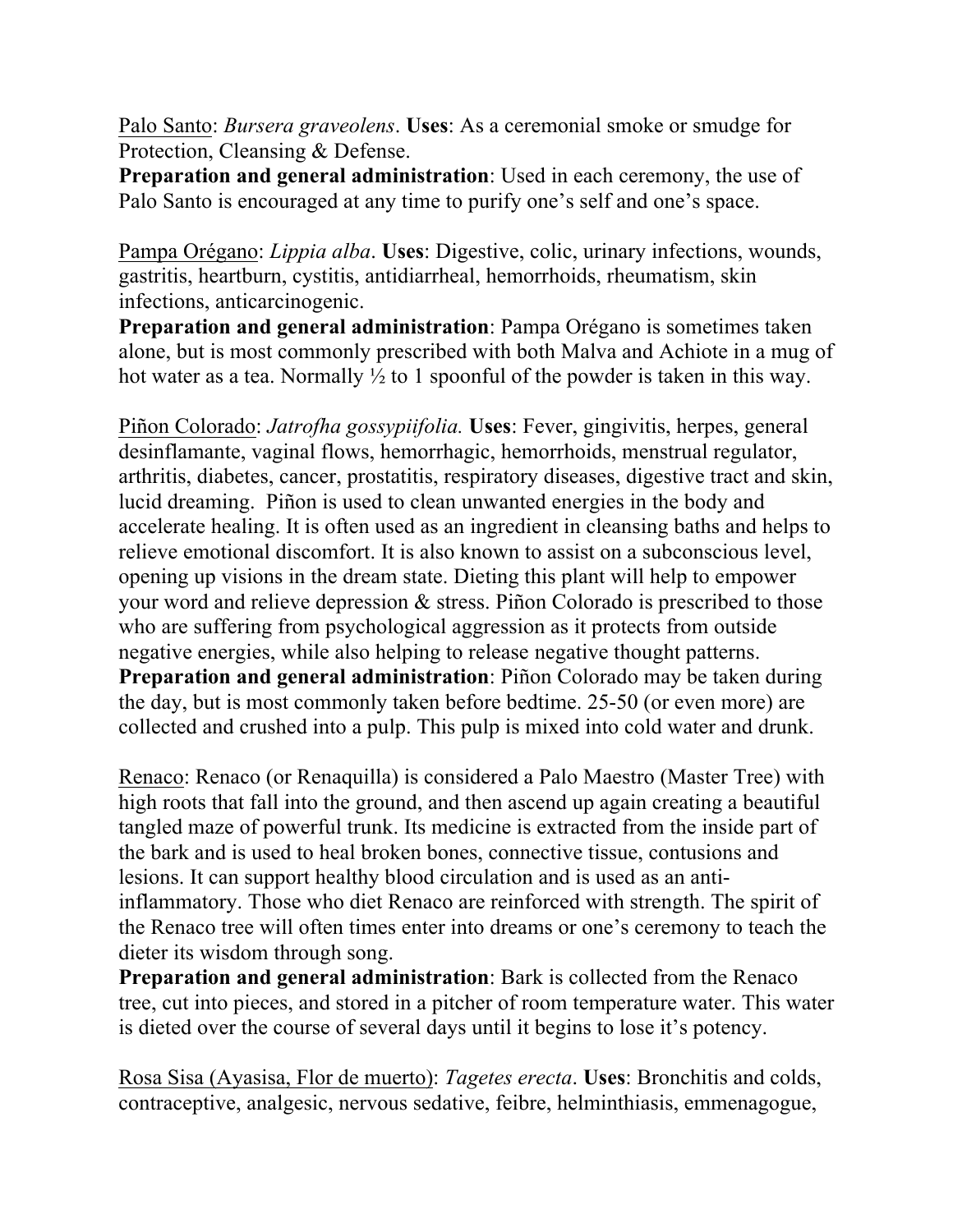Palo Santo: *Bursera graveolens*. **Uses**: As a ceremonial smoke or smudge for Protection, Cleansing & Defense.
**Preparation and general administration**: Used in each ceremony, the use of Palo Santo is encouraged at any time to purify one's self and one's space.

Pampa Orégano: *Lippia alba*. **Uses**: Digestive, colic, urinary infections, wounds, gastritis, heartburn, cystitis, antidiarrheal, hemorrhoids, rheumatism, skin infections, anticarcinogenic.
**Preparation and general administration**: Pampa Orégano is sometimes taken alone, but is most commonly prescribed with both Malva and Achiote in a mug of hot water as a tea. Normally ½ to 1 spoonful of the powder is taken in this way.

Piñon Colorado: *Jatrofha gossypiifolia.* **Uses**: Fever, gingivitis, herpes, general desinflamante, vaginal flows, hemorrhagic, hemorrhoids, menstrual regulator, arthritis, diabetes, cancer, prostatitis, respiratory diseases, digestive tract and skin, lucid dreaming. Piñon is used to clean unwanted energies in the body and accelerate healing. It is often used as an ingredient in cleansing baths and helps to relieve emotional discomfort. It is also known to assist on a subconscious level, opening up visions in the dream state. Dieting this plant will help to empower your word and relieve depression & stress. Piñon Colorado is prescribed to those who are suffering from psychological aggression as it protects from outside negative energies, while also helping to release negative thought patterns.
**Preparation and general administration**: Piñon Colorado may be taken during the day, but is most commonly taken before bedtime. 25-50 (or even more) are collected and crushed into a pulp. This pulp is mixed into cold water and drunk.

Renaco: Renaco (or Renaquilla) is considered a Palo Maestro (Master Tree) with high roots that fall into the ground, and then ascend up again creating a beautiful tangled maze of powerful trunk. Its medicine is extracted from the inside part of the bark and is used to heal broken bones, connective tissue, contusions and lesions. It can support healthy blood circulation and is used as an anti-inflammatory. Those who diet Renaco are reinforced with strength. The spirit of the Renaco tree will often times enter into dreams or one's ceremony to teach the dieter its wisdom through song.
**Preparation and general administration**: Bark is collected from the Renaco tree, cut into pieces, and stored in a pitcher of room temperature water. This water is dieted over the course of several days until it begins to lose it's potency.

Rosa Sisa (Ayasisa, Flor de muerto): *Tagetes erecta*. **Uses**: Bronchitis and colds, contraceptive, analgesic, nervous sedative, feibre, helminthiasis, emmenagogue,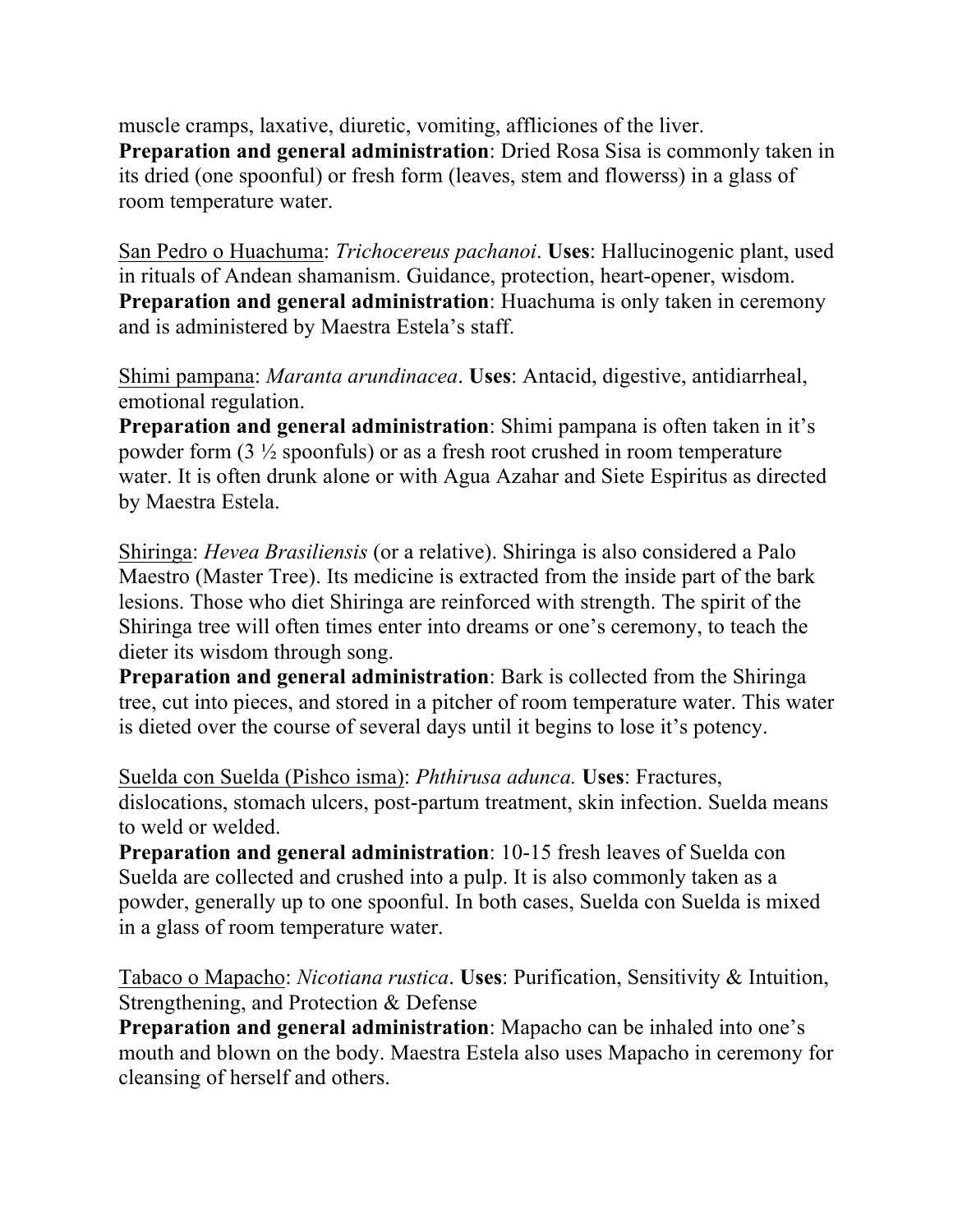muscle cramps, laxative, diuretic, vomiting, affliciones of the liver.
**Preparation and general administration**: Dried Rosa Sisa is commonly taken in its dried (one spoonful) or fresh form (leaves, stem and flowerss) in a glass of room temperature water.

<u>San Pedro o Huachuma</u>: *Trichocereus pachanoi*. **Uses**: Hallucinogenic plant, used in rituals of Andean shamanism. Guidance, protection, heart-opener, wisdom.
**Preparation and general administration**: Huachuma is only taken in ceremony and is administered by Maestra Estela's staff.

<u>Shimi pampana</u>: *Maranta arundinacea*. **Uses**: Antacid, digestive, antidiarrheal, emotional regulation.
**Preparation and general administration**: Shimi pampana is often taken in it's powder form (3 ½ spoonfuls) or as a fresh root crushed in room temperature water. It is often drunk alone or with Agua Azahar and Siete Espiritus as directed by Maestra Estela.

<u>Shiringa</u>: *Hevea Brasiliensis* (or a relative). Shiringa is also considered a Palo Maestro (Master Tree). Its medicine is extracted from the inside part of the bark lesions. Those who diet Shiringa are reinforced with strength. The spirit of the Shiringa tree will often times enter into dreams or one's ceremony, to teach the dieter its wisdom through song.
**Preparation and general administration**: Bark is collected from the Shiringa tree, cut into pieces, and stored in a pitcher of room temperature water. This water is dieted over the course of several days until it begins to lose it's potency.

<u>Suelda con Suelda (Pishco isma)</u>: *Phthirusa adunca.* **Uses**: Fractures, dislocations, stomach ulcers, post-partum treatment, skin infection. Suelda means to weld or welded.
**Preparation and general administration**: 10-15 fresh leaves of Suelda con Suelda are collected and crushed into a pulp. It is also commonly taken as a powder, generally up to one spoonful. In both cases, Suelda con Suelda is mixed in a glass of room temperature water.

<u>Tabaco o Mapacho</u>: *Nicotiana rustica*. **Uses**: Purification, Sensitivity & Intuition, Strengthening, and Protection & Defense
**Preparation and general administration**: Mapacho can be inhaled into one's mouth and blown on the body. Maestra Estela also uses Mapacho in ceremony for cleansing of herself and others.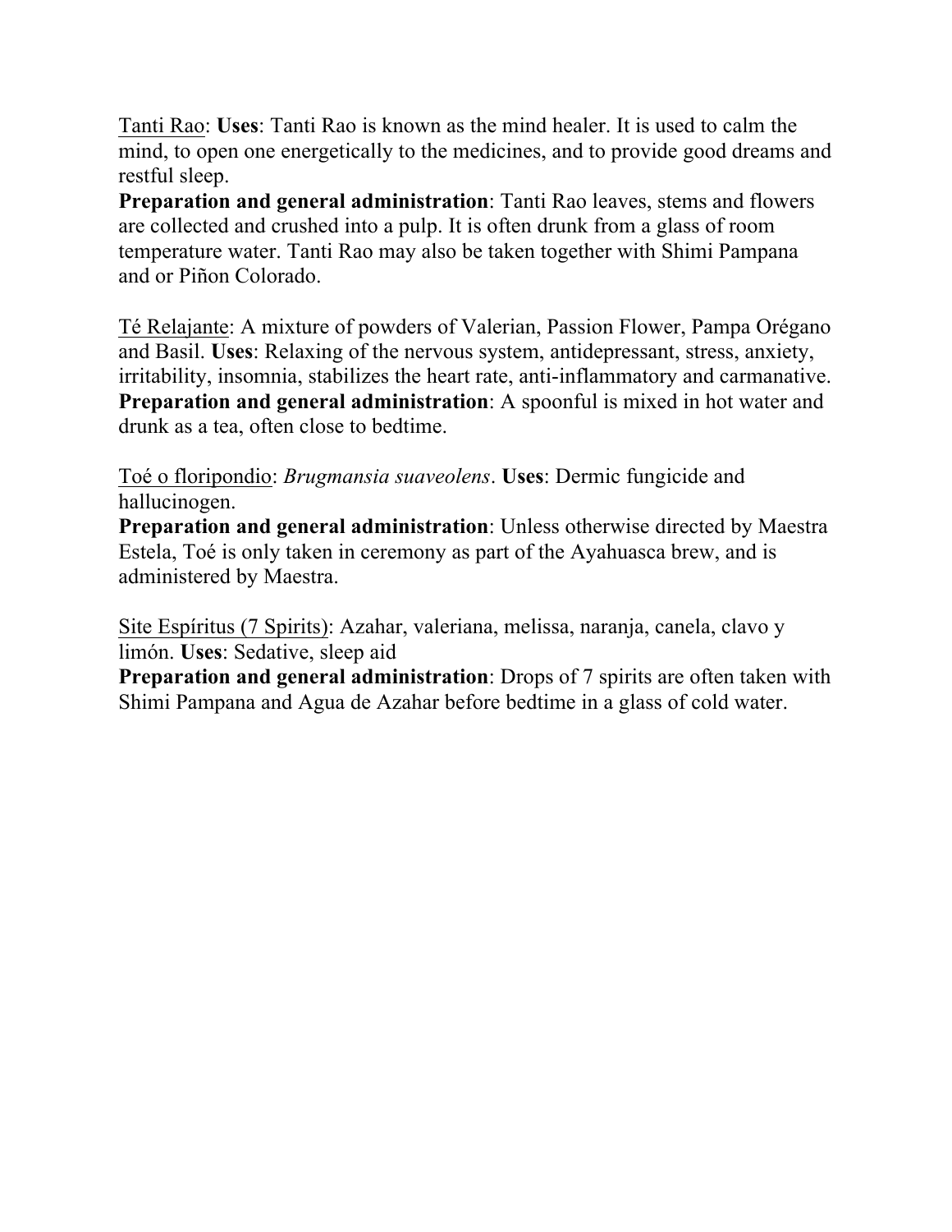<u>Tanti Rao</u>: **Uses**: Tanti Rao is known as the mind healer. It is used to calm the mind, to open one energetically to the medicines, and to provide good dreams and restful sleep.
**Preparation and general administration**: Tanti Rao leaves, stems and flowers are collected and crushed into a pulp. It is often drunk from a glass of room temperature water. Tanti Rao may also be taken together with Shimi Pampana and or Piñon Colorado.

<u>Té Relajante</u>: A mixture of powders of Valerian, Passion Flower, Pampa Orégano and Basil. **Uses**: Relaxing of the nervous system, antidepressant, stress, anxiety, irritability, insomnia, stabilizes the heart rate, anti-inflammatory and carmanative.
**Preparation and general administration**: A spoonful is mixed in hot water and drunk as a tea, often close to bedtime.

<u>Toé o floripondio</u>: *Brugmansia suaveolens*. **Uses**: Dermic fungicide and hallucinogen.
**Preparation and general administration**: Unless otherwise directed by Maestra Estela, Toé is only taken in ceremony as part of the Ayahuasca brew, and is administered by Maestra.

<u>Site Espíritus (7 Spirits)</u>: Azahar, valeriana, melissa, naranja, canela, clavo y limón. **Uses**: Sedative, sleep aid
**Preparation and general administration**: Drops of 7 spirits are often taken with Shimi Pampana and Agua de Azahar before bedtime in a glass of cold water.